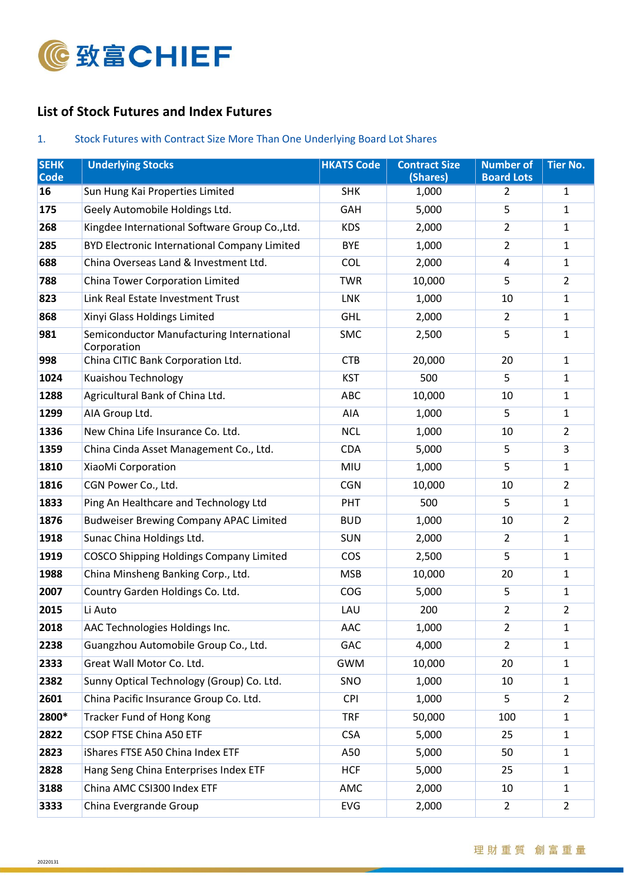## List of Stock Futures and Index Futures

1. Stock Futures with Contract Size More Than One Underlying Board Lot Shares

| SEHK Code | Underlying Stocks | HKATS Code | Contract Size (Shares) | Number of Board Lots | Tier No. |
|---|---|---|---|---|---|
| 16 | Sun Hung Kai Properties Limited | SHK | 1,000 | 2 | 1 |
| 175 | Geely Automobile Holdings Ltd. | GAH | 5,000 | 5 | 1 |
| 268 | Kingdee International Software Group Co.,Ltd. | KDS | 2,000 | 2 | 1 |
| 285 | BYD Electronic International Company Limited | BYE | 1,000 | 2 | 1 |
| 688 | China Overseas Land & Investment Ltd. | COL | 2,000 | 4 | 1 |
| 788 | China Tower Corporation Limited | TWR | 10,000 | 5 | 2 |
| 823 | Link Real Estate Investment Trust | LNK | 1,000 | 10 | 1 |
| 868 | Xinyi Glass Holdings Limited | GHL | 2,000 | 2 | 1 |
| 981 | Semiconductor Manufacturing International Corporation | SMC | 2,500 | 5 | 1 |
| 998 | China CITIC Bank Corporation Ltd. | CTB | 20,000 | 20 | 1 |
| 1024 | Kuaishou Technology | KST | 500 | 5 | 1 |
| 1288 | Agricultural Bank of China Ltd. | ABC | 10,000 | 10 | 1 |
| 1299 | AIA Group Ltd. | AIA | 1,000 | 5 | 1 |
| 1336 | New China Life Insurance Co. Ltd. | NCL | 1,000 | 10 | 2 |
| 1359 | China Cinda Asset Management Co., Ltd. | CDA | 5,000 | 5 | 3 |
| 1810 | XiaoMi Corporation | MIU | 1,000 | 5 | 1 |
| 1816 | CGN Power Co., Ltd. | CGN | 10,000 | 10 | 2 |
| 1833 | Ping An Healthcare and Technology Ltd | PHT | 500 | 5 | 1 |
| 1876 | Budweiser Brewing Company APAC Limited | BUD | 1,000 | 10 | 2 |
| 1918 | Sunac China Holdings Ltd. | SUN | 2,000 | 2 | 1 |
| 1919 | COSCO Shipping Holdings Company Limited | COS | 2,500 | 5 | 1 |
| 1988 | China Minsheng Banking Corp., Ltd. | MSB | 10,000 | 20 | 1 |
| 2007 | Country Garden Holdings Co. Ltd. | COG | 5,000 | 5 | 1 |
| 2015 | Li Auto | LAU | 200 | 2 | 2 |
| 2018 | AAC Technologies Holdings Inc. | AAC | 1,000 | 2 | 1 |
| 2238 | Guangzhou Automobile Group Co., Ltd. | GAC | 4,000 | 2 | 1 |
| 2333 | Great Wall Motor Co. Ltd. | GWM | 10,000 | 20 | 1 |
| 2382 | Sunny Optical Technology (Group) Co. Ltd. | SNO | 1,000 | 10 | 1 |
| 2601 | China Pacific Insurance Group Co. Ltd. | CPI | 1,000 | 5 | 2 |
| 2800* | Tracker Fund of Hong Kong | TRF | 50,000 | 100 | 1 |
| 2822 | CSOP FTSE China A50 ETF | CSA | 5,000 | 25 | 1 |
| 2823 | iShares FTSE A50 China Index ETF | A50 | 5,000 | 50 | 1 |
| 2828 | Hang Seng China Enterprises Index ETF | HCF | 5,000 | 25 | 1 |
| 3188 | China AMC CSI300 Index ETF | AMC | 2,000 | 10 | 1 |
| 3333 | China Evergrande Group | EVG | 2,000 | 2 | 2 |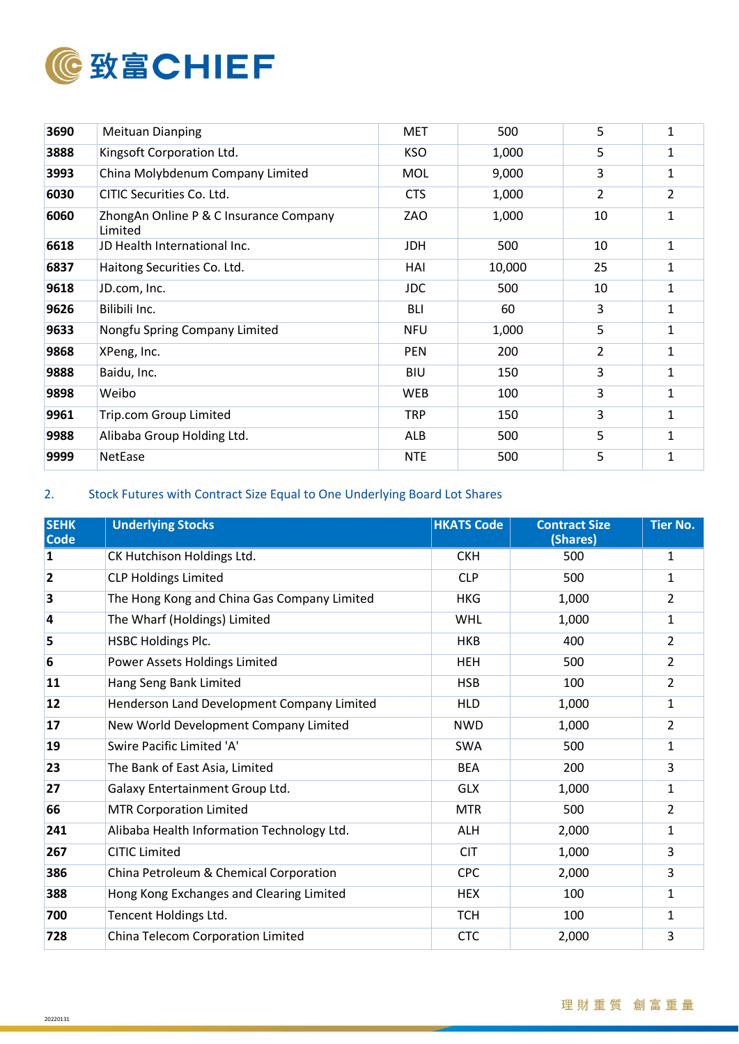| | | | | | |
|---|---|---|---|---|---|
| **3690** | Meituan Dianping | MET | 500 | 5 | 1 |
| **3888** | Kingsoft Corporation Ltd. | KSO | 1,000 | 5 | 1 |
| **3993** | China Molybdenum Company Limited | MOL | 9,000 | 3 | 1 |
| **6030** | CITIC Securities Co. Ltd. | CTS | 1,000 | 2 | 2 |
| **6060** | ZhongAn Online P & C Insurance Company Limited | ZAO | 1,000 | 10 | 1 |
| **6618** | JD Health International Inc. | JDH | 500 | 10 | 1 |
| **6837** | Haitong Securities Co. Ltd. | HAI | 10,000 | 25 | 1 |
| **9618** | JD.com, Inc. | JDC | 500 | 10 | 1 |
| **9626** | Bilibili Inc. | BLI | 60 | 3 | 1 |
| **9633** | Nongfu Spring Company Limited | NFU | 1,000 | 5 | 1 |
| **9868** | XPeng, Inc. | PEN | 200 | 2 | 1 |
| **9888** | Baidu, Inc. | BIU | 150 | 3 | 1 |
| **9898** | Weibo | WEB | 100 | 3 | 1 |
| **9961** | Trip.com Group Limited | TRP | 150 | 3 | 1 |
| **9988** | Alibaba Group Holding Ltd. | ALB | 500 | 5 | 1 |
| **9999** | NetEase | NTE | 500 | 5 | 1 |

2. Stock Futures with Contract Size Equal to One Underlying Board Lot Shares

| SEHK Code | Underlying Stocks | HKATS Code | Contract Size (Shares) | Tier No. |
|---|---|---|---|---|
| **1** | CK Hutchison Holdings Ltd. | CKH | 500 | 1 |
| **2** | CLP Holdings Limited | CLP | 500 | 1 |
| **3** | The Hong Kong and China Gas Company Limited | HKG | 1,000 | 2 |
| **4** | The Wharf (Holdings) Limited | WHL | 1,000 | 1 |
| **5** | HSBC Holdings Plc. | HKB | 400 | 2 |
| **6** | Power Assets Holdings Limited | HEH | 500 | 2 |
| **11** | Hang Seng Bank Limited | HSB | 100 | 2 |
| **12** | Henderson Land Development Company Limited | HLD | 1,000 | 1 |
| **17** | New World Development Company Limited | NWD | 1,000 | 2 |
| **19** | Swire Pacific Limited 'A' | SWA | 500 | 1 |
| **23** | The Bank of East Asia, Limited | BEA | 200 | 3 |
| **27** | Galaxy Entertainment Group Ltd. | GLX | 1,000 | 1 |
| **66** | MTR Corporation Limited | MTR | 500 | 2 |
| **241** | Alibaba Health Information Technology Ltd. | ALH | 2,000 | 1 |
| **267** | CITIC Limited | CIT | 1,000 | 3 |
| **386** | China Petroleum & Chemical Corporation | CPC | 2,000 | 3 |
| **388** | Hong Kong Exchanges and Clearing Limited | HEX | 100 | 1 |
| **700** | Tencent Holdings Ltd. | TCH | 100 | 1 |
| **728** | China Telecom Corporation Limited | CTC | 2,000 | 3 |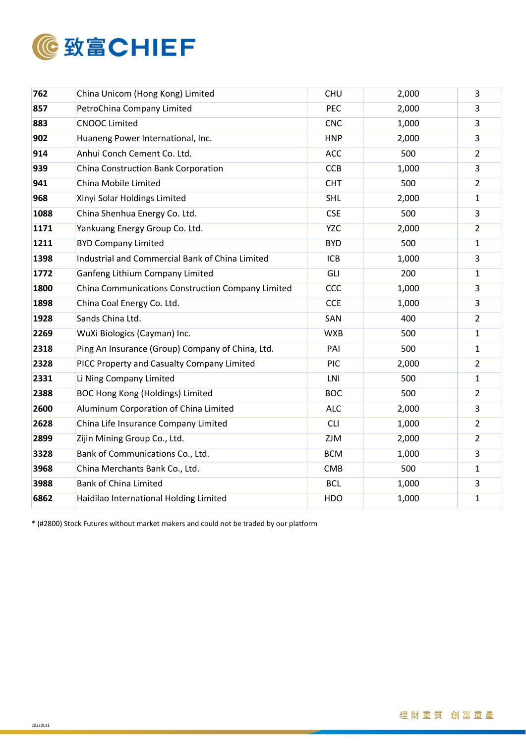| | | | | |
|---|---|---|---|---|
| **762** | China Unicom (Hong Kong) Limited | CHU | 2,000 | 3 |
| **857** | PetroChina Company Limited | PEC | 2,000 | 3 |
| **883** | CNOOC Limited | CNC | 1,000 | 3 |
| **902** | Huaneng Power International, Inc. | HNP | 2,000 | 3 |
| **914** | Anhui Conch Cement Co. Ltd. | ACC | 500 | 2 |
| **939** | China Construction Bank Corporation | CCB | 1,000 | 3 |
| **941** | China Mobile Limited | CHT | 500 | 2 |
| **968** | Xinyi Solar Holdings Limited | SHL | 2,000 | 1 |
| **1088** | China Shenhua Energy Co. Ltd. | CSE | 500 | 3 |
| **1171** | Yankuang Energy Group Co. Ltd. | YZC | 2,000 | 2 |
| **1211** | BYD Company Limited | BYD | 500 | 1 |
| **1398** | Industrial and Commercial Bank of China Limited | ICB | 1,000 | 3 |
| **1772** | Ganfeng Lithium Company Limited | GLI | 200 | 1 |
| **1800** | China Communications Construction Company Limited | CCC | 1,000 | 3 |
| **1898** | China Coal Energy Co. Ltd. | CCE | 1,000 | 3 |
| **1928** | Sands China Ltd. | SAN | 400 | 2 |
| **2269** | WuXi Biologics (Cayman) Inc. | WXB | 500 | 1 |
| **2318** | Ping An Insurance (Group) Company of China, Ltd. | PAI | 500 | 1 |
| **2328** | PICC Property and Casualty Company Limited | PIC | 2,000 | 2 |
| **2331** | Li Ning Company Limited | LNI | 500 | 1 |
| **2388** | BOC Hong Kong (Holdings) Limited | BOC | 500 | 2 |
| **2600** | Aluminum Corporation of China Limited | ALC | 2,000 | 3 |
| **2628** | China Life Insurance Company Limited | CLI | 1,000 | 2 |
| **2899** | Zijin Mining Group Co., Ltd. | ZJM | 2,000 | 2 |
| **3328** | Bank of Communications Co., Ltd. | BCM | 1,000 | 3 |
| **3968** | China Merchants Bank Co., Ltd. | CMB | 500 | 1 |
| **3988** | Bank of China Limited | BCL | 1,000 | 3 |
| **6862** | Haidilao International Holding Limited | HDO | 1,000 | 1 |

* (#2800) Stock Futures without market makers and could not be traded by our platform